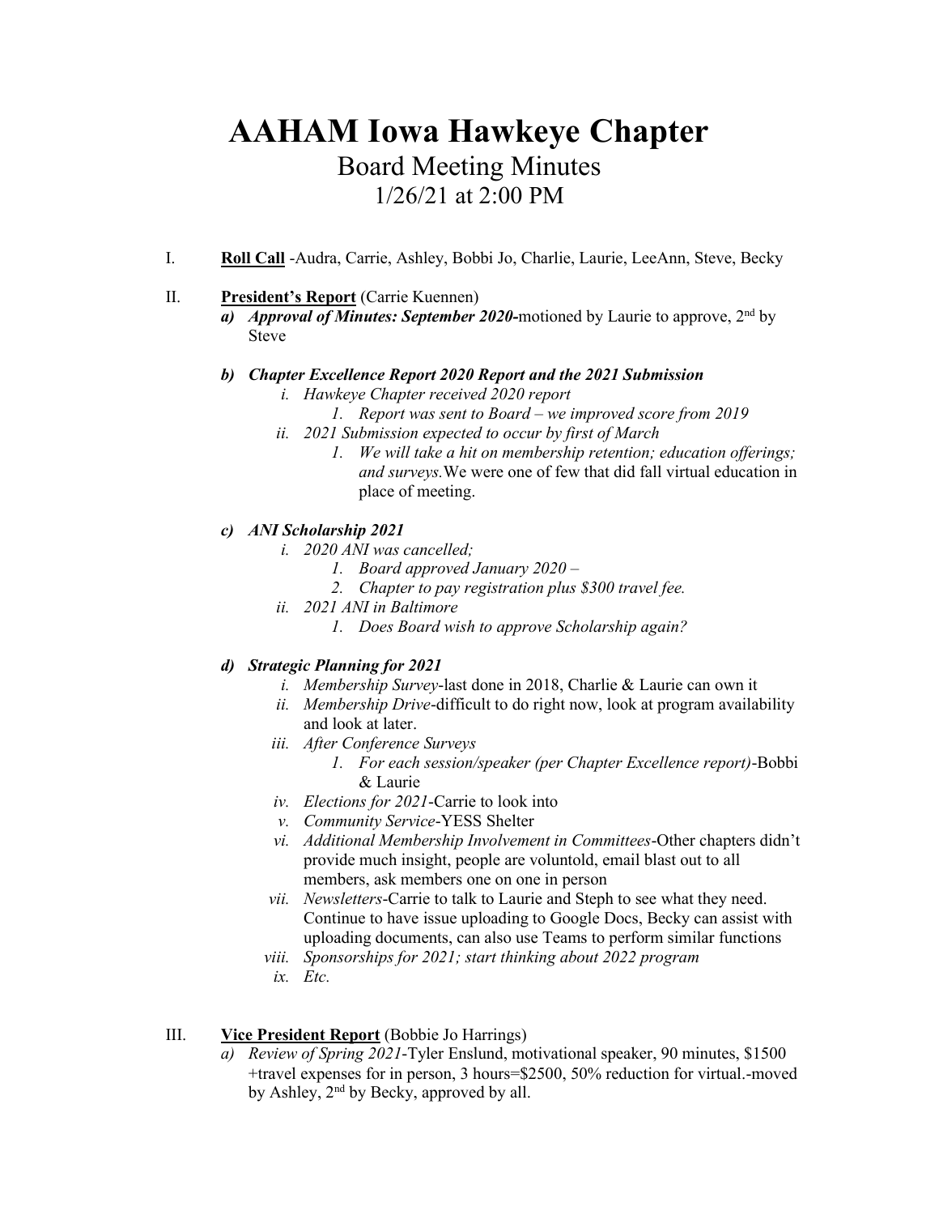# AAHAM Iowa Hawkeye Chapter

## Board Meeting Minutes

## 1/26/21 at 2:00 PM

I. **Roll Call** -Audra, Carrie, Ashley, Bobbi Jo, Charlie, Laurie, LeeAnn, Steve, Becky

II. **President's Report** (Carrie Kuennen)

*a)* ***Approval of Minutes: September 2020-***motioned by Laurie to approve, 2nd by Steve

*b)* ***Chapter Excellence Report 2020 Report and the 2021 Submission***

  *i. Hawkeye Chapter received 2020 report*

    *1. Report was sent to Board – we improved score from 2019*

  *ii. 2021 Submission expected to occur by first of March*

    *1. We will take a hit on membership retention; education offerings; and surveys.* We were one of few that did fall virtual education in place of meeting.

*c)* ***ANI Scholarship 2021***

  *i. 2020 ANI was cancelled;*

    *1. Board approved January 2020 –*

    *2. Chapter to pay registration plus $300 travel fee.*

  *ii. 2021 ANI in Baltimore*

    *1. Does Board wish to approve Scholarship again?*

*d)* ***Strategic Planning for 2021***

  *i. Membership Survey*-last done in 2018, Charlie & Laurie can own it

  *ii. Membership Drive*-difficult to do right now, look at program availability and look at later.

  *iii. After Conference Surveys*

    *1. For each session/speaker (per Chapter Excellence report)*-Bobbi & Laurie

  *iv. Elections for 2021*-Carrie to look into

  *v. Community Service*-YESS Shelter

  *vi. Additional Membership Involvement in Committees*-Other chapters didn't provide much insight, people are voluntold, email blast out to all members, ask members one on one in person

  *vii. Newsletters*-Carrie to talk to Laurie and Steph to see what they need. Continue to have issue uploading to Google Docs, Becky can assist with uploading documents, can also use Teams to perform similar functions

  *viii. Sponsorships for 2021; start thinking about 2022 program*

  *ix. Etc.*

III. **Vice President Report** (Bobbie Jo Harrings)

*a) Review of Spring 2021*-Tyler Enslund, motivational speaker, 90 minutes, $1500 +travel expenses for in person, 3 hours=$2500, 50% reduction for virtual.-moved by Ashley, 2nd by Becky, approved by all.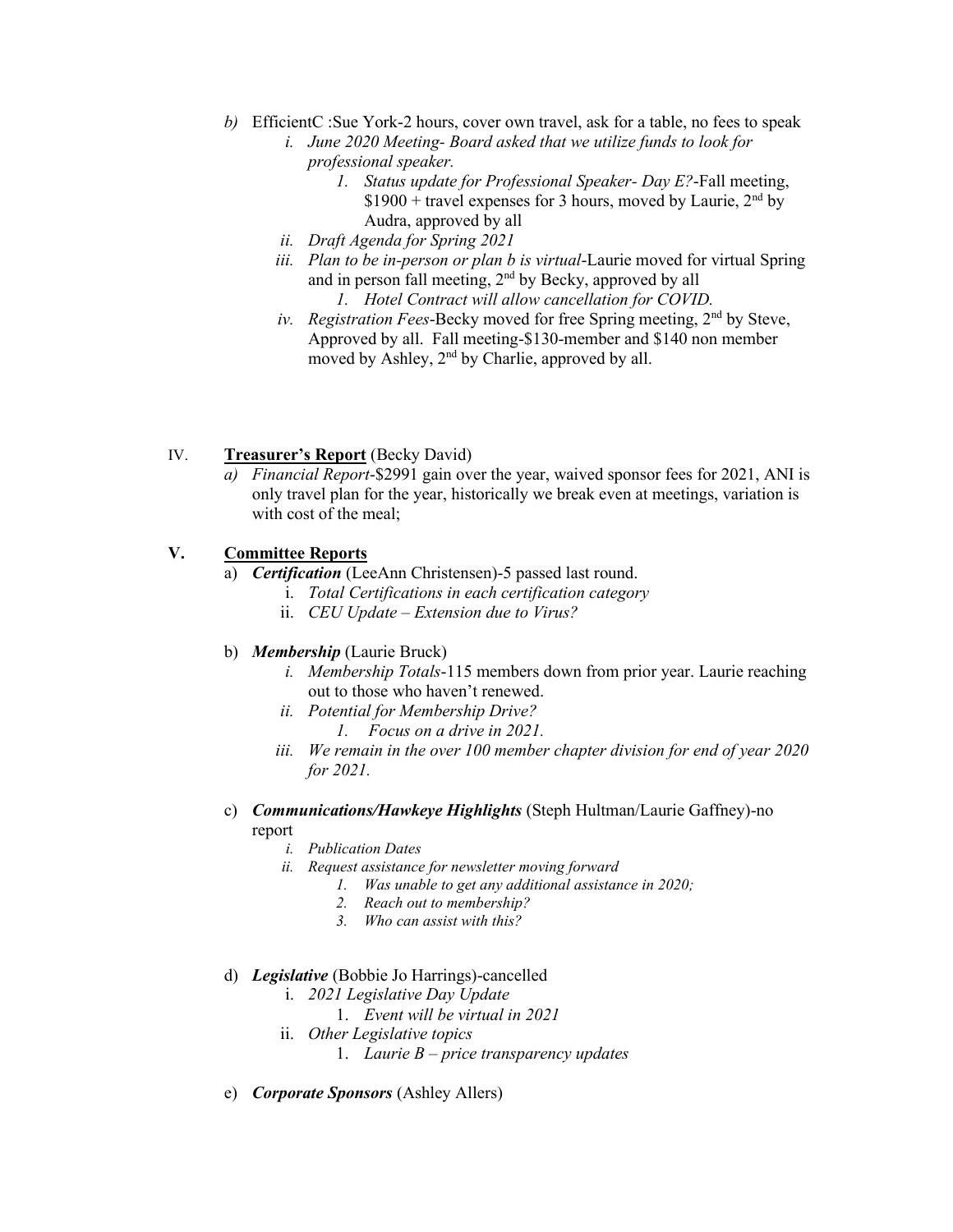b) EfficientC :Sue York-2 hours, cover own travel, ask for a table, no fees to speak
   i. *June 2020 Meeting- Board asked that we utilize funds to look for professional speaker.*
      1. *Status update for Professional Speaker- Day E?*-Fall meeting, $1900 + travel expenses for 3 hours, moved by Laurie, 2nd by Audra, approved by all
   ii. *Draft Agenda for Spring 2021*
   iii. *Plan to be in-person or plan b is virtual*-Laurie moved for virtual Spring and in person fall meeting, 2nd by Becky, approved by all
      1. *Hotel Contract will allow cancellation for COVID.*
   iv. *Registration Fees*-Becky moved for free Spring meeting, 2nd by Steve, Approved by all. Fall meeting-$130-member and $140 non member moved by Ashley, 2nd by Charlie, approved by all.

IV. **Treasurer's Report** (Becky David)

a) *Financial Report*-$2991 gain over the year, waived sponsor fees for 2021, ANI is only travel plan for the year, historically we break even at meetings, variation is with cost of the meal;

## V. Committee Reports

a) ***Certification*** (LeeAnn Christensen)-5 passed last round.
   i. *Total Certifications in each certification category*
   ii. *CEU Update – Extension due to Virus?*

b) ***Membership*** (Laurie Bruck)
   i. *Membership Totals*-115 members down from prior year. Laurie reaching out to those who haven't renewed.
   ii. *Potential for Membership Drive?*
      1. *Focus on a drive in 2021.*
   iii. *We remain in the over 100 member chapter division for end of year 2020 for 2021.*

c) ***Communications/Hawkeye Highlights*** (Steph Hultman/Laurie Gaffney)-no report
   i. *Publication Dates*
   ii. *Request assistance for newsletter moving forward*
      1. *Was unable to get any additional assistance in 2020;*
      2. *Reach out to membership?*
      3. *Who can assist with this?*

d) ***Legislative*** (Bobbie Jo Harrings)-cancelled
   i. *2021 Legislative Day Update*
      1. *Event will be virtual in 2021*
   ii. *Other Legislative topics*
      1. *Laurie B – price transparency updates*

e) ***Corporate Sponsors*** (Ashley Allers)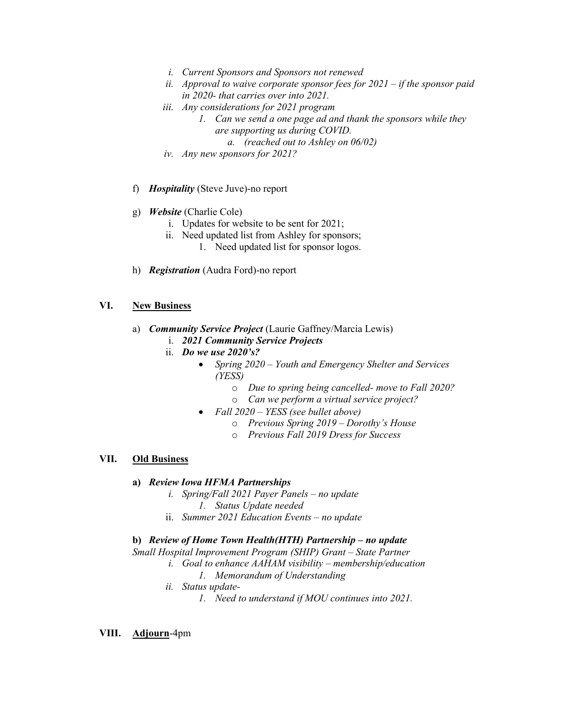i. *Current Sponsors and Sponsors not renewed*
   ii. *Approval to waive corporate sponsor fees for 2021 – if the sponsor paid in 2020- that carries over into 2021.*
   iii. *Any considerations for 2021 program*
      1. *Can we send a one page ad and thank the sponsors while they are supporting us during COVID.*
         a. *(reached out to Ashley on 06/02)*
   iv. *Any new sponsors for 2021?*

f) ***Hospitality*** (Steve Juve)-no report

g) ***Website*** (Charlie Cole)
   i. Updates for website to be sent for 2021;
   ii. Need updated list from Ashley for sponsors;
      1. Need updated list for sponsor logos.

h) ***Registration*** (Audra Ford)-no report

## VI. New Business

a) ***Community Service Project*** (Laurie Gaffney/Marcia Lewis)
   i. ***2021 Community Service Projects***
   ii. ***Do we use 2020's?***
      - *Spring 2020 – Youth and Emergency Shelter and Services (YESS)*
         - *Due to spring being cancelled- move to Fall 2020?*
         - *Can we perform a virtual service project?*
      - *Fall 2020 – YESS (see bullet above)*
         - *Previous Spring 2019 – Dorothy's House*
         - *Previous Fall 2019 Dress for Success*

## VII. Old Business

**a)** ***Review Iowa HFMA Partnerships***
   i. *Spring/Fall 2021 Payer Panels – no update*
      1. *Status Update needed*
   ii. *Summer 2021 Education Events – no update*

**b)** ***Review of Home Town Health(HTH) Partnership – no update***
*Small Hospital Improvement Program (SHIP) Grant – State Partner*
   i. *Goal to enhance AAHAM visibility – membership/education*
      1. *Memorandum of Understanding*
   ii. *Status update-*
      1. *Need to understand if MOU continues into 2021.*

## VIII. Adjourn-4pm